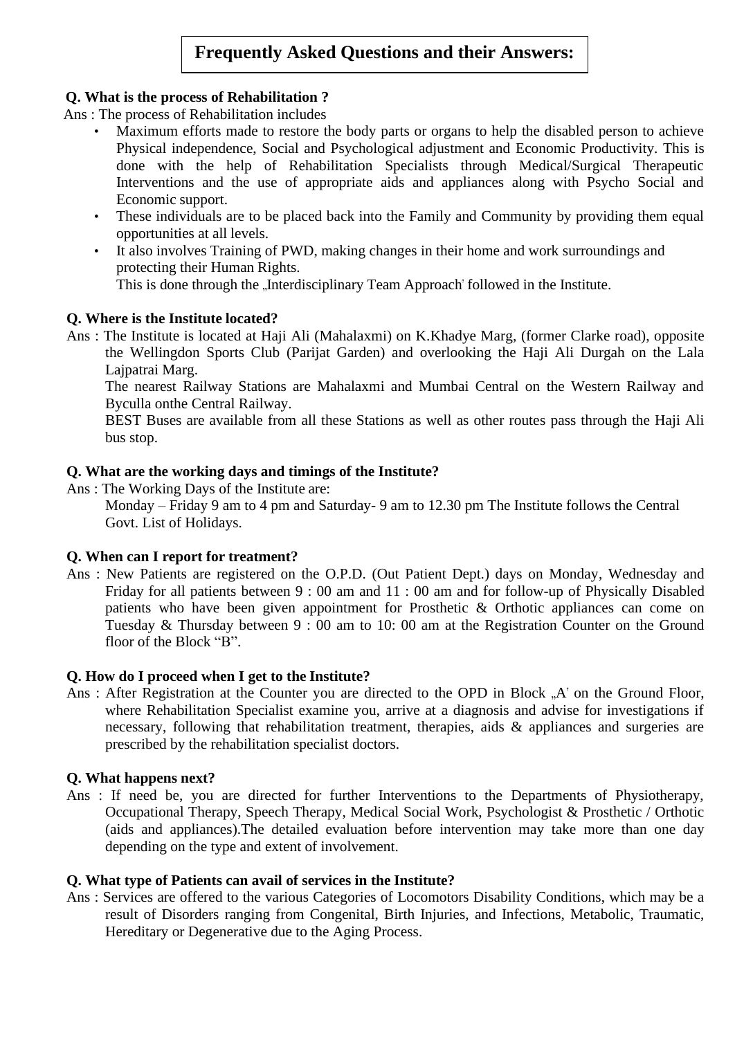# Frequently Asked Questions and their Answers:

**Q. What is the process of Rehabilitation ?**

Ans : The process of Rehabilitation includes

- Maximum efforts made to restore the body parts or organs to help the disabled person to achieve Physical independence, Social and Psychological adjustment and Economic Productivity. This is done with the help of Rehabilitation Specialists through Medical/Surgical Therapeutic Interventions and the use of appropriate aids and appliances along with Psycho Social and Economic support.
- These individuals are to be placed back into the Family and Community by providing them equal opportunities at all levels.
- It also involves Training of PWD, making changes in their home and work surroundings and protecting their Human Rights.

  This is done through the „Interdisciplinary Team Approach' followed in the Institute.

**Q. Where is the Institute located?**

Ans : The Institute is located at Haji Ali (Mahalaxmi) on K.Khadye Marg, (former Clarke road), opposite the Wellingdon Sports Club (Parijat Garden) and overlooking the Haji Ali Durgah on the Lala Lajpatrai Marg.

The nearest Railway Stations are Mahalaxmi and Mumbai Central on the Western Railway and Byculla onthe Central Railway.

BEST Buses are available from all these Stations as well as other routes pass through the Haji Ali bus stop.

**Q. What are the working days and timings of the Institute?**

Ans : The Working Days of the Institute are:

Monday – Friday 9 am to 4 pm and Saturday- 9 am to 12.30 pm The Institute follows the Central Govt. List of Holidays.

**Q. When can I report for treatment?**

Ans : New Patients are registered on the O.P.D. (Out Patient Dept.) days on Monday, Wednesday and Friday for all patients between 9 : 00 am and 11 : 00 am and for follow-up of Physically Disabled patients who have been given appointment for Prosthetic & Orthotic appliances can come on Tuesday & Thursday between 9 : 00 am to 10: 00 am at the Registration Counter on the Ground floor of the Block "B".

**Q. How do I proceed when I get to the Institute?**

Ans : After Registration at the Counter you are directed to the OPD in Block „A' on the Ground Floor, where Rehabilitation Specialist examine you, arrive at a diagnosis and advise for investigations if necessary, following that rehabilitation treatment, therapies, aids & appliances and surgeries are prescribed by the rehabilitation specialist doctors.

**Q. What happens next?**

Ans : If need be, you are directed for further Interventions to the Departments of Physiotherapy, Occupational Therapy, Speech Therapy, Medical Social Work, Psychologist & Prosthetic / Orthotic (aids and appliances).The detailed evaluation before intervention may take more than one day depending on the type and extent of involvement.

**Q. What type of Patients can avail of services in the Institute?**

Ans : Services are offered to the various Categories of Locomotors Disability Conditions, which may be a result of Disorders ranging from Congenital, Birth Injuries, and Infections, Metabolic, Traumatic, Hereditary or Degenerative due to the Aging Process.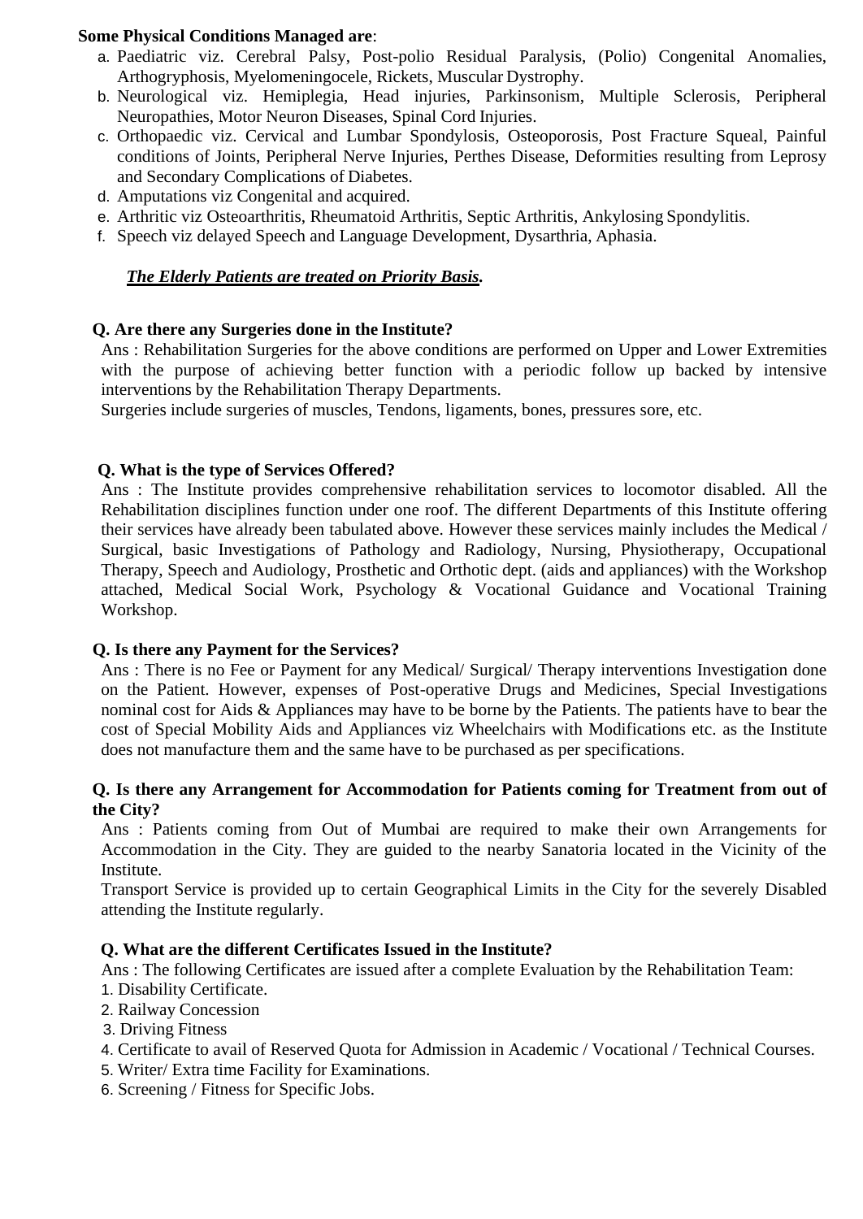**Some Physical Conditions Managed are**:

a. Paediatric viz. Cerebral Palsy, Post-polio Residual Paralysis, (Polio) Congenital Anomalies, Arthogryphosis, Myelomeningocele, Rickets, Muscular Dystrophy.
b. Neurological viz. Hemiplegia, Head injuries, Parkinsonism, Multiple Sclerosis, Peripheral Neuropathies, Motor Neuron Diseases, Spinal Cord Injuries.
c. Orthopaedic viz. Cervical and Lumbar Spondylosis, Osteoporosis, Post Fracture Squeal, Painful conditions of Joints, Peripheral Nerve Injuries, Perthes Disease, Deformities resulting from Leprosy and Secondary Complications of Diabetes.
d. Amputations viz Congenital and acquired.
e. Arthritic viz Osteoarthritis, Rheumatoid Arthritis, Septic Arthritis, Ankylosing Spondylitis.
f. Speech viz delayed Speech and Language Development, Dysarthria, Aphasia.

***The Elderly Patients are treated on Priority Basis.***

**Q. Are there any Surgeries done in the Institute?**

Ans : Rehabilitation Surgeries for the above conditions are performed on Upper and Lower Extremities with the purpose of achieving better function with a periodic follow up backed by intensive interventions by the Rehabilitation Therapy Departments.

Surgeries include surgeries of muscles, Tendons, ligaments, bones, pressures sore, etc.

**Q. What is the type of Services Offered?**

Ans : The Institute provides comprehensive rehabilitation services to locomotor disabled. All the Rehabilitation disciplines function under one roof. The different Departments of this Institute offering their services have already been tabulated above. However these services mainly includes the Medical / Surgical, basic Investigations of Pathology and Radiology, Nursing, Physiotherapy, Occupational Therapy, Speech and Audiology, Prosthetic and Orthotic dept. (aids and appliances) with the Workshop attached, Medical Social Work, Psychology & Vocational Guidance and Vocational Training Workshop.

**Q. Is there any Payment for the Services?**

Ans : There is no Fee or Payment for any Medical/ Surgical/ Therapy interventions Investigation done on the Patient. However, expenses of Post-operative Drugs and Medicines, Special Investigations nominal cost for Aids & Appliances may have to be borne by the Patients. The patients have to bear the cost of Special Mobility Aids and Appliances viz Wheelchairs with Modifications etc. as the Institute does not manufacture them and the same have to be purchased as per specifications.

**Q. Is there any Arrangement for Accommodation for Patients coming for Treatment from out of the City?**

Ans : Patients coming from Out of Mumbai are required to make their own Arrangements for Accommodation in the City. They are guided to the nearby Sanatoria located in the Vicinity of the Institute.

Transport Service is provided up to certain Geographical Limits in the City for the severely Disabled attending the Institute regularly.

**Q. What are the different Certificates Issued in the Institute?**

Ans : The following Certificates are issued after a complete Evaluation by the Rehabilitation Team:

1. Disability Certificate.
2. Railway Concession
3. Driving Fitness
4. Certificate to avail of Reserved Quota for Admission in Academic / Vocational / Technical Courses.
5. Writer/ Extra time Facility for Examinations.
6. Screening / Fitness for Specific Jobs.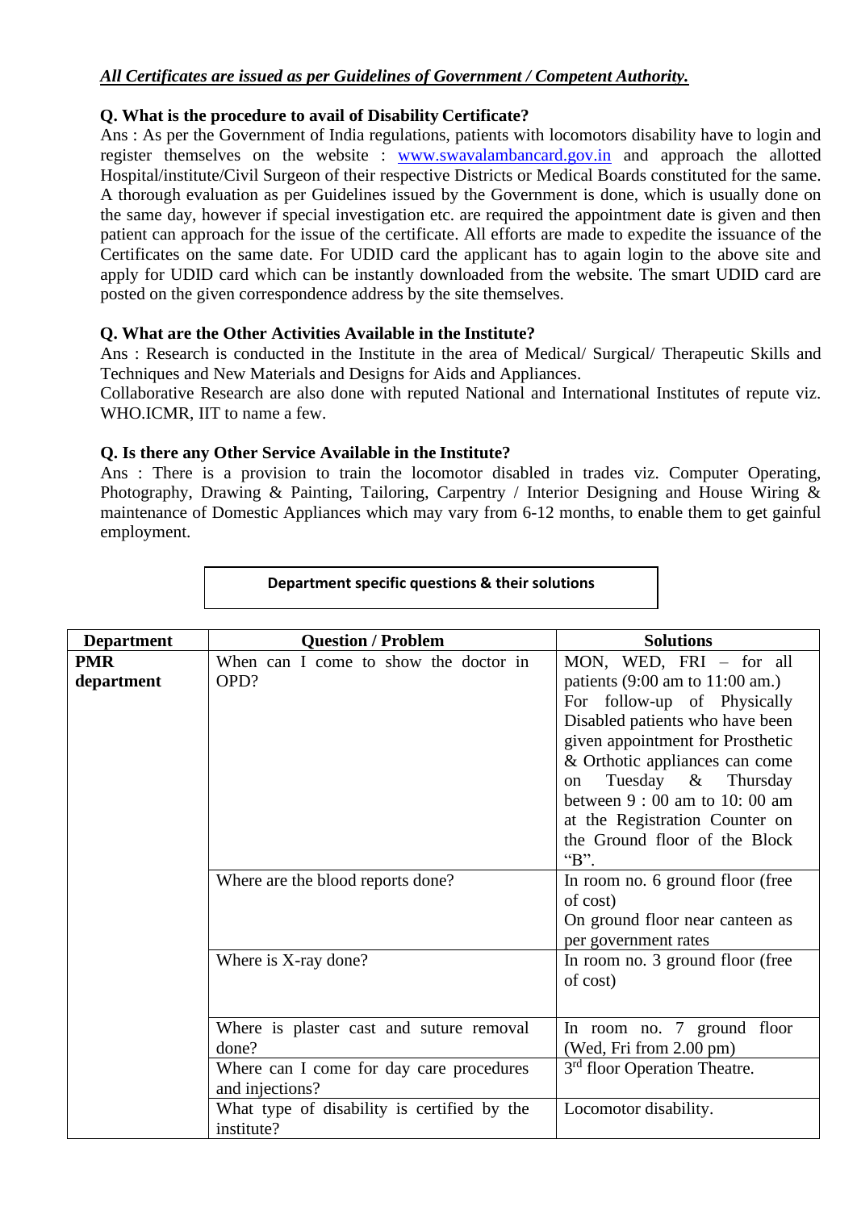***All Certificates are issued as per Guidelines of Government / Competent Authority.***

**Q. What is the procedure to avail of Disability Certificate?**

Ans : As per the Government of India regulations, patients with locomotors disability have to login and register themselves on the website : www.swavalambancard.gov.in and approach the allotted Hospital/institute/Civil Surgeon of their respective Districts or Medical Boards constituted for the same. A thorough evaluation as per Guidelines issued by the Government is done, which is usually done on the same day, however if special investigation etc. are required the appointment date is given and then patient can approach for the issue of the certificate. All efforts are made to expedite the issuance of the Certificates on the same date. For UDID card the applicant has to again login to the above site and apply for UDID card which can be instantly downloaded from the website. The smart UDID card are posted on the given correspondence address by the site themselves.

**Q. What are the Other Activities Available in the Institute?**

Ans : Research is conducted in the Institute in the area of Medical/ Surgical/ Therapeutic Skills and Techniques and New Materials and Designs for Aids and Appliances.

Collaborative Research are also done with reputed National and International Institutes of repute viz. WHO.ICMR, IIT to name a few.

**Q. Is there any Other Service Available in the Institute?**

Ans : There is a provision to train the locomotor disabled in trades viz. Computer Operating, Photography, Drawing & Painting, Tailoring, Carpentry / Interior Designing and House Wiring & maintenance of Domestic Appliances which may vary from 6-12 months, to enable them to get gainful employment.

**Department specific questions & their solutions**

| Department | Question / Problem | Solutions |
|---|---|---|
| **PMR department** | When can I come to show the doctor in OPD? | MON, WED, FRI – for all patients (9:00 am to 11:00 am.) For follow-up of Physically Disabled patients who have been given appointment for Prosthetic & Orthotic appliances can come on Tuesday & Thursday between 9 : 00 am to 10: 00 am at the Registration Counter on the Ground floor of the Block "B". |
| | Where are the blood reports done? | In room no. 6 ground floor (free of cost) On ground floor near canteen as per government rates |
| | Where is X-ray done? | In room no. 3 ground floor (free of cost) |
| | Where is plaster cast and suture removal done? | In room no. 7 ground floor (Wed, Fri from 2.00 pm) |
| | Where can I come for day care procedures and injections? | 3rd floor Operation Theatre. |
| | What type of disability is certified by the institute? | Locomotor disability. |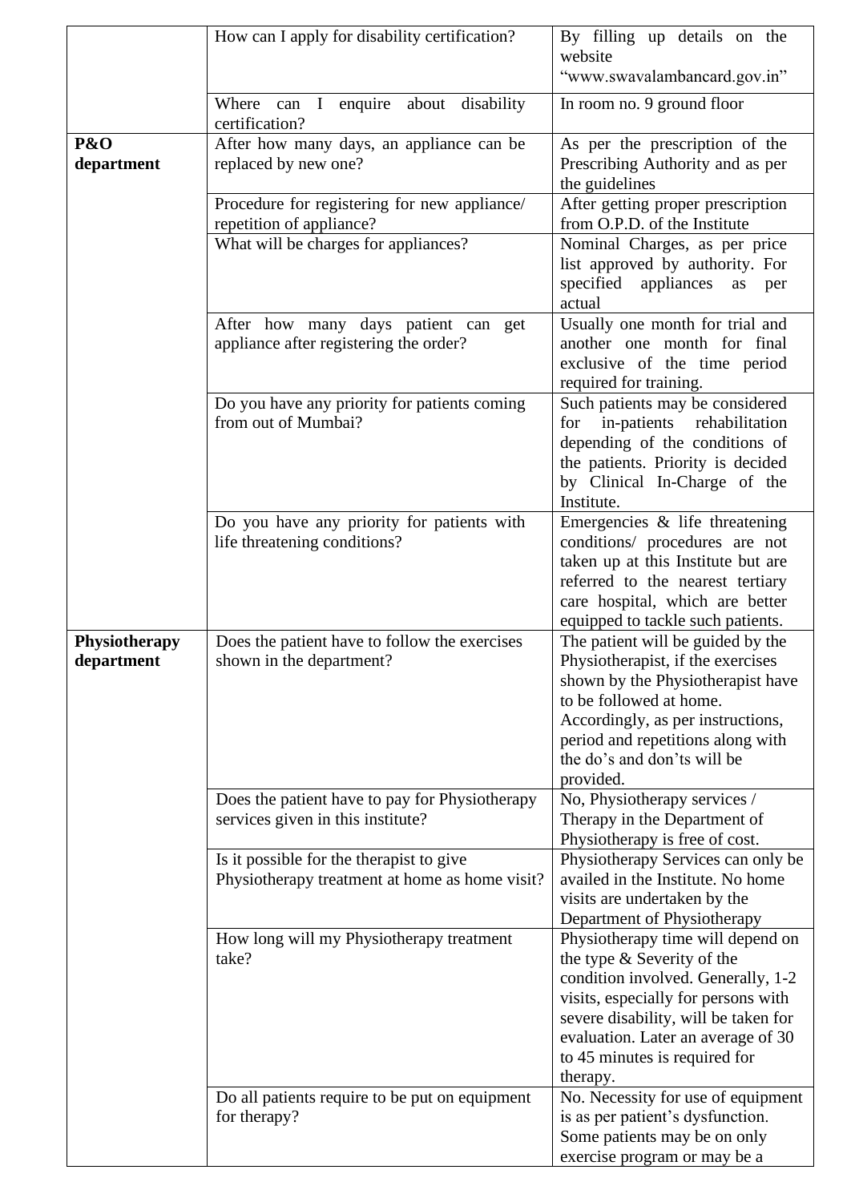| | | |
|---|---|---|
| | How can I apply for disability certification? | By filling up details on the website "www.swavalambancard.gov.in" |
| | Where can I enquire about disability certification? | In room no. 9 ground floor |
| **P&O department** | After how many days, an appliance can be replaced by new one? | As per the prescription of the Prescribing Authority and as per the guidelines |
| | Procedure for registering for new appliance/ repetition of appliance? | After getting proper prescription from O.P.D. of the Institute |
| | What will be charges for appliances? | Nominal Charges, as per price list approved by authority. For specified appliances as per actual |
| | After how many days patient can get appliance after registering the order? | Usually one month for trial and another one month for final exclusive of the time period required for training. |
| | Do you have any priority for patients coming from out of Mumbai? | Such patients may be considered for in-patients rehabilitation depending of the conditions of the patients. Priority is decided by Clinical In-Charge of the Institute. |
| | Do you have any priority for patients with life threatening conditions? | Emergencies & life threatening conditions/ procedures are not taken up at this Institute but are referred to the nearest tertiary care hospital, which are better equipped to tackle such patients. |
| **Physiotherapy department** | Does the patient have to follow the exercises shown in the department? | The patient will be guided by the Physiotherapist, if the exercises shown by the Physiotherapist have to be followed at home. Accordingly, as per instructions, period and repetitions along with the do's and don'ts will be provided. |
| | Does the patient have to pay for Physiotherapy services given in this institute? | No, Physiotherapy services / Therapy in the Department of Physiotherapy is free of cost. |
| | Is it possible for the therapist to give Physiotherapy treatment at home as home visit? | Physiotherapy Services can only be availed in the Institute. No home visits are undertaken by the Department of Physiotherapy |
| | How long will my Physiotherapy treatment take? | Physiotherapy time will depend on the type & Severity of the condition involved. Generally, 1-2 visits, especially for persons with severe disability, will be taken for evaluation. Later an average of 30 to 45 minutes is required for therapy. |
| | Do all patients require to be put on equipment for therapy? | No. Necessity for use of equipment is as per patient's dysfunction. Some patients may be on only exercise program or may be a |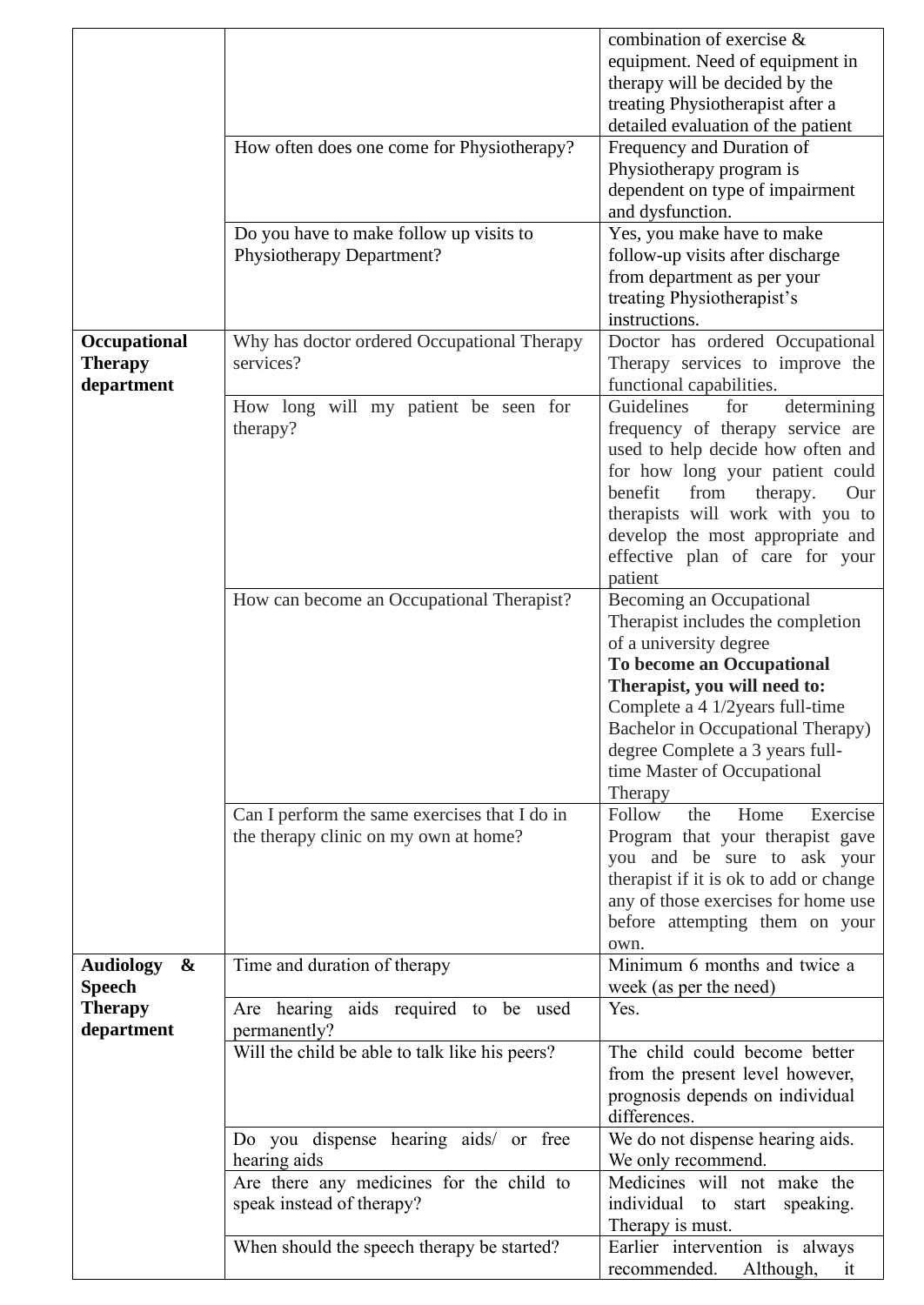| | | |
|---|---|---|
| | | combination of exercise & equipment. Need of equipment in therapy will be decided by the treating Physiotherapist after a detailed evaluation of the patient |
| | How often does one come for Physiotherapy? | Frequency and Duration of Physiotherapy program is dependent on type of impairment and dysfunction. |
| | Do you have to make follow up visits to Physiotherapy Department? | Yes, you make have to make follow-up visits after discharge from department as per your treating Physiotherapist's instructions. |
| **Occupational Therapy department** | Why has doctor ordered Occupational Therapy services? | Doctor has ordered Occupational Therapy services to improve the functional capabilities. |
| | How long will my patient be seen for therapy? | Guidelines for determining frequency of therapy service are used to help decide how often and for how long your patient could benefit from therapy. Our therapists will work with you to develop the most appropriate and effective plan of care for your patient |
| | How can become an Occupational Therapist? | Becoming an Occupational Therapist includes the completion of a university degree **To become an Occupational Therapist, you will need to:** Complete a 4 1/2years full-time Bachelor in Occupational Therapy) degree Complete a 3 years full-time Master of Occupational Therapy |
| | Can I perform the same exercises that I do in the therapy clinic on my own at home? | Follow the Home Exercise Program that your therapist gave you and be sure to ask your therapist if it is ok to add or change any of those exercises for home use before attempting them on your own. |
| **Audiology & Speech Therapy department** | Time and duration of therapy | Minimum 6 months and twice a week (as per the need) |
| | Are hearing aids required to be used permanently? | Yes. |
| | Will the child be able to talk like his peers? | The child could become better from the present level however, prognosis depends on individual differences. |
| | Do you dispense hearing aids/ or free hearing aids | We do not dispense hearing aids. We only recommend. |
| | Are there any medicines for the child to speak instead of therapy? | Medicines will not make the individual to start speaking. Therapy is must. |
| | When should the speech therapy be started? | Earlier intervention is always recommended. Although, it |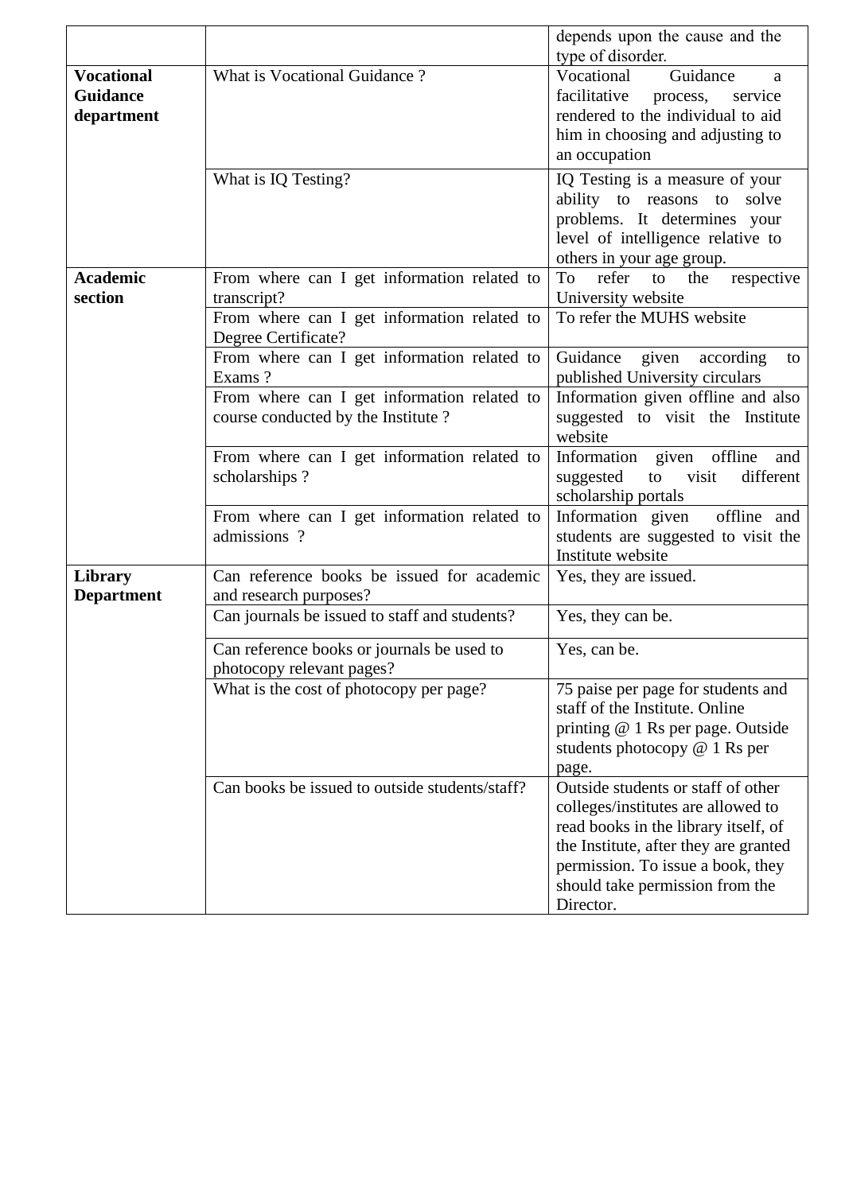| | | |
|---|---|---|
| | | depends upon the cause and the type of disorder. |
| **Vocational Guidance department** | What is Vocational Guidance ? | Vocational Guidance a facilitative process, service rendered to the individual to aid him in choosing and adjusting to an occupation |
| | What is IQ Testing? | IQ Testing is a measure of your ability to reasons to solve problems. It determines your level of intelligence relative to others in your age group. |
| **Academic section** | From where can I get information related to transcript? | To refer to the respective University website |
| | From where can I get information related to Degree Certificate? | To refer the MUHS website |
| | From where can I get information related to Exams ? | Guidance given according to published University circulars |
| | From where can I get information related to course conducted by the Institute ? | Information given offline and also suggested to visit the Institute website |
| | From where can I get information related to scholarships ? | Information given offline and suggested to visit different scholarship portals |
| | From where can I get information related to admissions ? | Information given offline and students are suggested to visit the Institute website |
| **Library Department** | Can reference books be issued for academic and research purposes? | Yes, they are issued. |
| | Can journals be issued to staff and students? | Yes, they can be. |
| | Can reference books or journals be used to photocopy relevant pages? | Yes, can be. |
| | What is the cost of photocopy per page? | 75 paise per page for students and staff of the Institute. Online printing @ 1 Rs per page. Outside students photocopy @ 1 Rs per page. |
| | Can books be issued to outside students/staff? | Outside students or staff of other colleges/institutes are allowed to read books in the library itself, of the Institute, after they are granted permission. To issue a book, they should take permission from the Director. |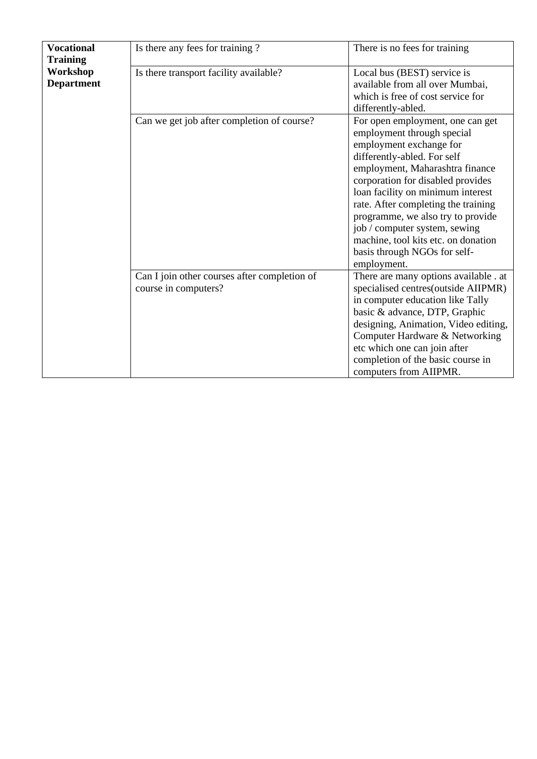| | | |
|---|---|---|
| **Vocational Training Workshop Department** | Is there any fees for training ? | There is no fees for training |
| | Is there transport facility available? | Local bus (BEST) service is available from all over Mumbai, which is free of cost service for differently-abled. |
| | Can we get job after completion of course? | For open employment, one can get employment through special employment exchange for differently-abled. For self employment, Maharashtra finance corporation for disabled provides loan facility on minimum interest rate. After completing the training programme, we also try to provide job / computer system, sewing machine, tool kits etc. on donation basis through NGOs for self-employment. |
| | Can I join other courses after completion of course in computers? | There are many options available . at specialised centres(outside AIIPMR) in computer education like Tally basic & advance, DTP, Graphic designing, Animation, Video editing, Computer Hardware & Networking etc which one can join after completion of the basic course in computers from AIIPMR. |